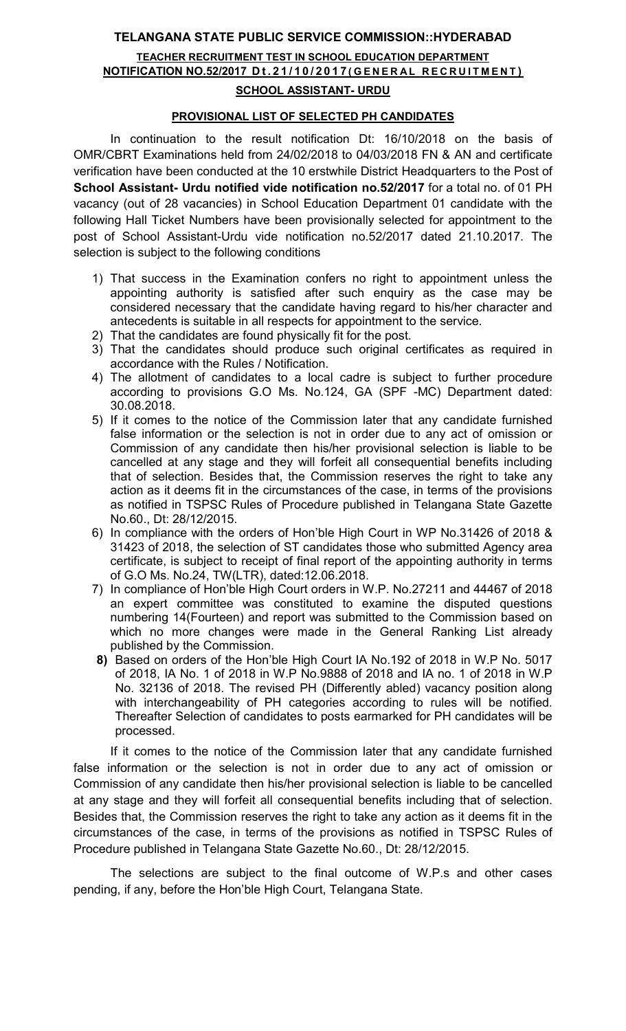# TELANGANA STATE PUBLIC SERVICE COMMISSION::HYDERABAD

## TEACHER RECRUITMENT TEST IN SCHOOL EDUCATION DEPARTMENT

## NOTIFICATION NO.52/2017 Dt.21/10/2017(GENERAL RECRUITMENT)

## SCHOOL ASSISTANT- URDU

### PROVISIONAL LIST OF SELECTED PH CANDIDATES

In continuation to the result notification Dt: 16/10/2018 on the basis of OMR/CBRT Examinations held from 24/02/2018 to 04/03/2018 FN & AN and certificate verification have been conducted at the 10 erstwhile District Headquarters to the Post of **School Assistant- Urdu notified vide notification no.52/2017** for a total no. of 01 PH vacancy (out of 28 vacancies) in School Education Department 01 candidate with the following Hall Ticket Numbers have been provisionally selected for appointment to the post of School Assistant-Urdu vide notification no.52/2017 dated 21.10.2017. The selection is subject to the following conditions

1) That success in the Examination confers no right to appointment unless the appointing authority is satisfied after such enquiry as the case may be considered necessary that the candidate having regard to his/her character and antecedents is suitable in all respects for appointment to the service.
2) That the candidates are found physically fit for the post.
3) That the candidates should produce such original certificates as required in accordance with the Rules / Notification.
4) The allotment of candidates to a local cadre is subject to further procedure according to provisions G.O Ms. No.124, GA (SPF -MC) Department dated: 30.08.2018.
5) If it comes to the notice of the Commission later that any candidate furnished false information or the selection is not in order due to any act of omission or Commission of any candidate then his/her provisional selection is liable to be cancelled at any stage and they will forfeit all consequential benefits including that of selection. Besides that, the Commission reserves the right to take any action as it deems fit in the circumstances of the case, in terms of the provisions as notified in TSPSC Rules of Procedure published in Telangana State Gazette No.60., Dt: 28/12/2015.
6) In compliance with the orders of Hon'ble High Court in WP No.31426 of 2018 & 31423 of 2018, the selection of ST candidates those who submitted Agency area certificate, is subject to receipt of final report of the appointing authority in terms of G.O Ms. No.24, TW(LTR), dated:12.06.2018.
7) In compliance of Hon'ble High Court orders in W.P. No.27211 and 44467 of 2018 an expert committee was constituted to examine the disputed questions numbering 14(Fourteen) and report was submitted to the Commission based on which no more changes were made in the General Ranking List already published by the Commission.
8) Based on orders of the Hon'ble High Court IA No.192 of 2018 in W.P No. 5017 of 2018, IA No. 1 of 2018 in W.P No.9888 of 2018 and IA no. 1 of 2018 in W.P No. 32136 of 2018. The revised PH (Differently abled) vacancy position along with interchangeability of PH categories according to rules will be notified. Thereafter Selection of candidates to posts earmarked for PH candidates will be processed.

If it comes to the notice of the Commission later that any candidate furnished false information or the selection is not in order due to any act of omission or Commission of any candidate then his/her provisional selection is liable to be cancelled at any stage and they will forfeit all consequential benefits including that of selection. Besides that, the Commission reserves the right to take any action as it deems fit in the circumstances of the case, in terms of the provisions as notified in TSPSC Rules of Procedure published in Telangana State Gazette No.60., Dt: 28/12/2015.

The selections are subject to the final outcome of W.P.s and other cases pending, if any, before the Hon'ble High Court, Telangana State.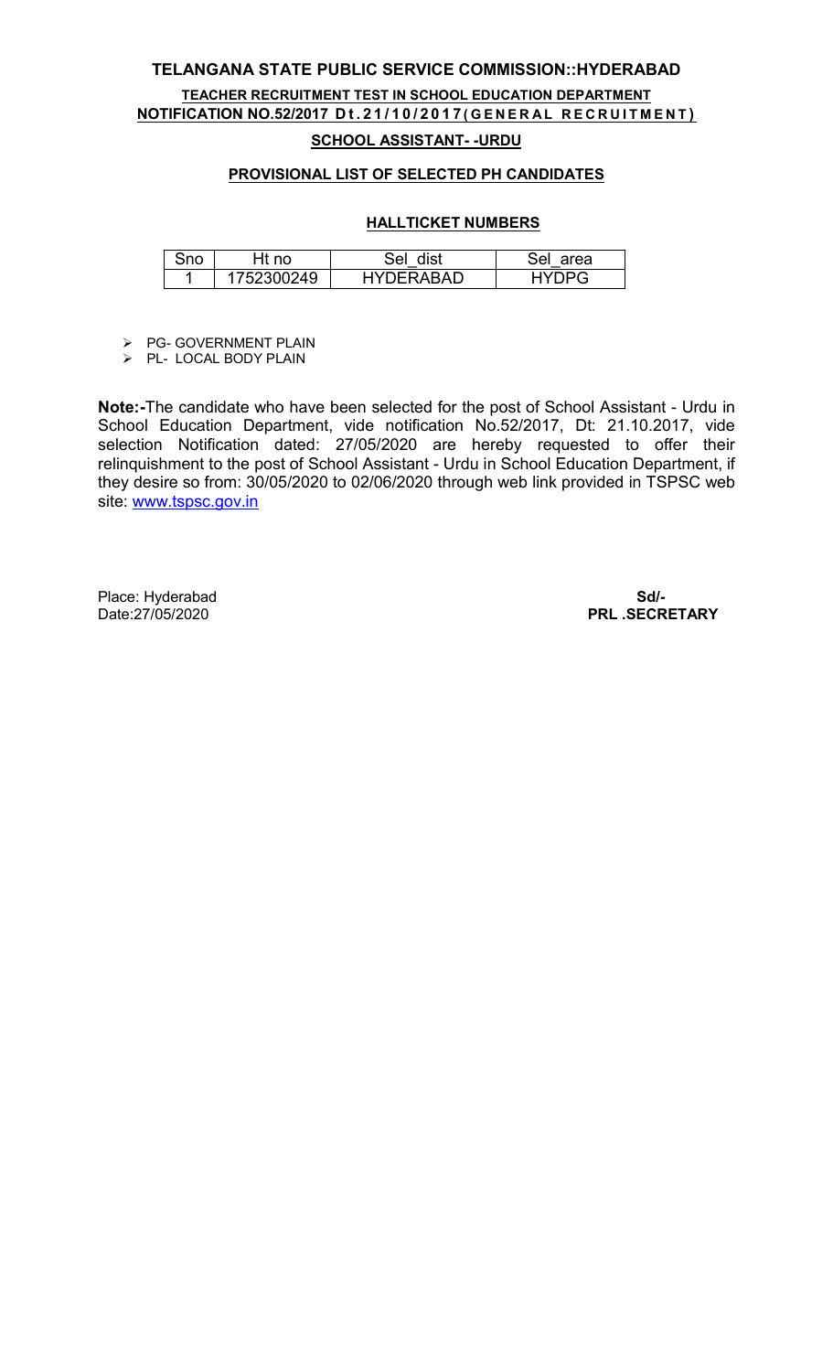# TELANGANA STATE PUBLIC SERVICE COMMISSION::HYDERABAD

**TEACHER RECRUITMENT TEST IN SCHOOL EDUCATION DEPARTMENT**

**NOTIFICATION NO.52/2017 Dt.21/10/2017(GENERAL RECRUITMENT)**

**SCHOOL ASSISTANT- -URDU**

**PROVISIONAL LIST OF SELECTED PH CANDIDATES**

**HALLTICKET NUMBERS**

| Sno | Ht no | Sel_dist | Sel_area |
|---|---|---|---|
| 1 | 1752300249 | HYDERABAD | HYDPG |

- PG- GOVERNMENT PLAIN
- PL- LOCAL BODY PLAIN

**Note:-**The candidate who have been selected for the post of School Assistant - Urdu in School Education Department, vide notification No.52/2017, Dt: 21.10.2017, vide selection Notification dated: 27/05/2020 are hereby requested to offer their relinquishment to the post of School Assistant - Urdu in School Education Department, if they desire so from: 30/05/2020 to 02/06/2020 through web link provided in TSPSC web site: www.tspsc.gov.in

Place: Hyderabad

Date:27/05/2020

**Sd/-**

**PRL .SECRETARY**